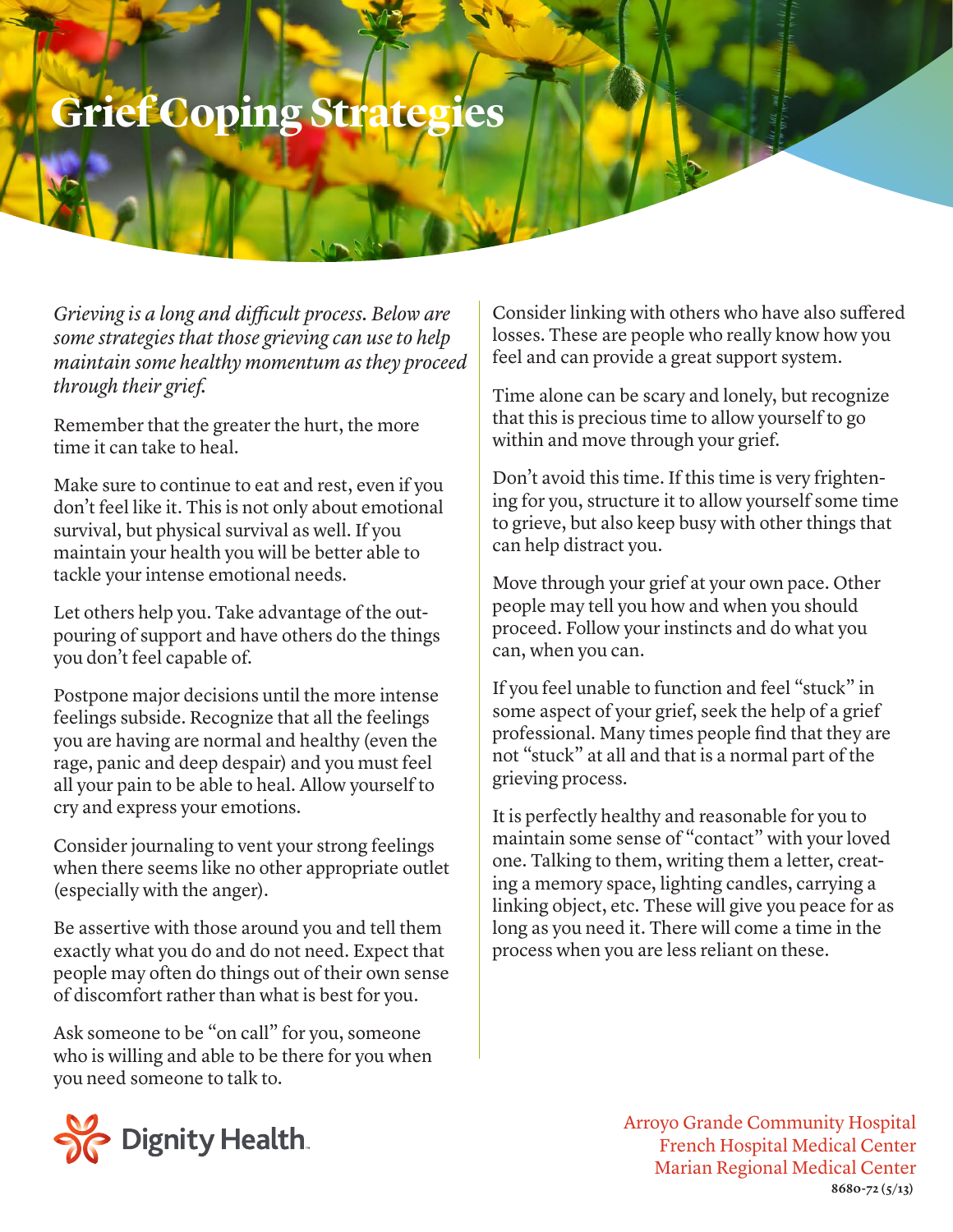# Grief Coping Strategies

*Grieving is a long and difficult process. Below are some strategies that those grieving can use to help maintain some healthy momentum as they proceed through their grief.*

Remember that the greater the hurt, the more time it can take to heal.

Make sure to continue to eat and rest, even if you don't feel like it. This is not only about emotional survival, but physical survival as well. If you maintain your health you will be better able to tackle your intense emotional needs.

Let others help you. Take advantage of the outpouring of support and have others do the things you don't feel capable of.

Postpone major decisions until the more intense feelings subside. Recognize that all the feelings you are having are normal and healthy (even the rage, panic and deep despair) and you must feel all your pain to be able to heal. Allow yourself to cry and express your emotions.

Consider journaling to vent your strong feelings when there seems like no other appropriate outlet (especially with the anger).

Be assertive with those around you and tell them exactly what you do and do not need. Expect that people may often do things out of their own sense of discomfort rather than what is best for you.

Ask someone to be "on call" for you, someone who is willing and able to be there for you when you need someone to talk to.

Consider linking with others who have also suffered losses. These are people who really know how you feel and can provide a great support system.

Time alone can be scary and lonely, but recognize that this is precious time to allow yourself to go within and move through your grief.

Don't avoid this time. If this time is very frightening for you, structure it to allow yourself some time to grieve, but also keep busy with other things that can help distract you.

Move through your grief at your own pace. Other people may tell you how and when you should proceed. Follow your instincts and do what you can, when you can.

If you feel unable to function and feel "stuck" in some aspect of your grief, seek the help of a grief professional. Many times people find that they are not "stuck" at all and that is a normal part of the grieving process.

It is perfectly healthy and reasonable for you to maintain some sense of "contact" with your loved one. Talking to them, writing them a letter, creating a memory space, lighting candles, carrying a linking object, etc. These will give you peace for as long as you need it. There will come a time in the process when you are less reliant on these.

Dignity Health

Arroyo Grande Community Hospital
French Hospital Medical Center
Marian Regional Medical Center
8680-72 (5/13)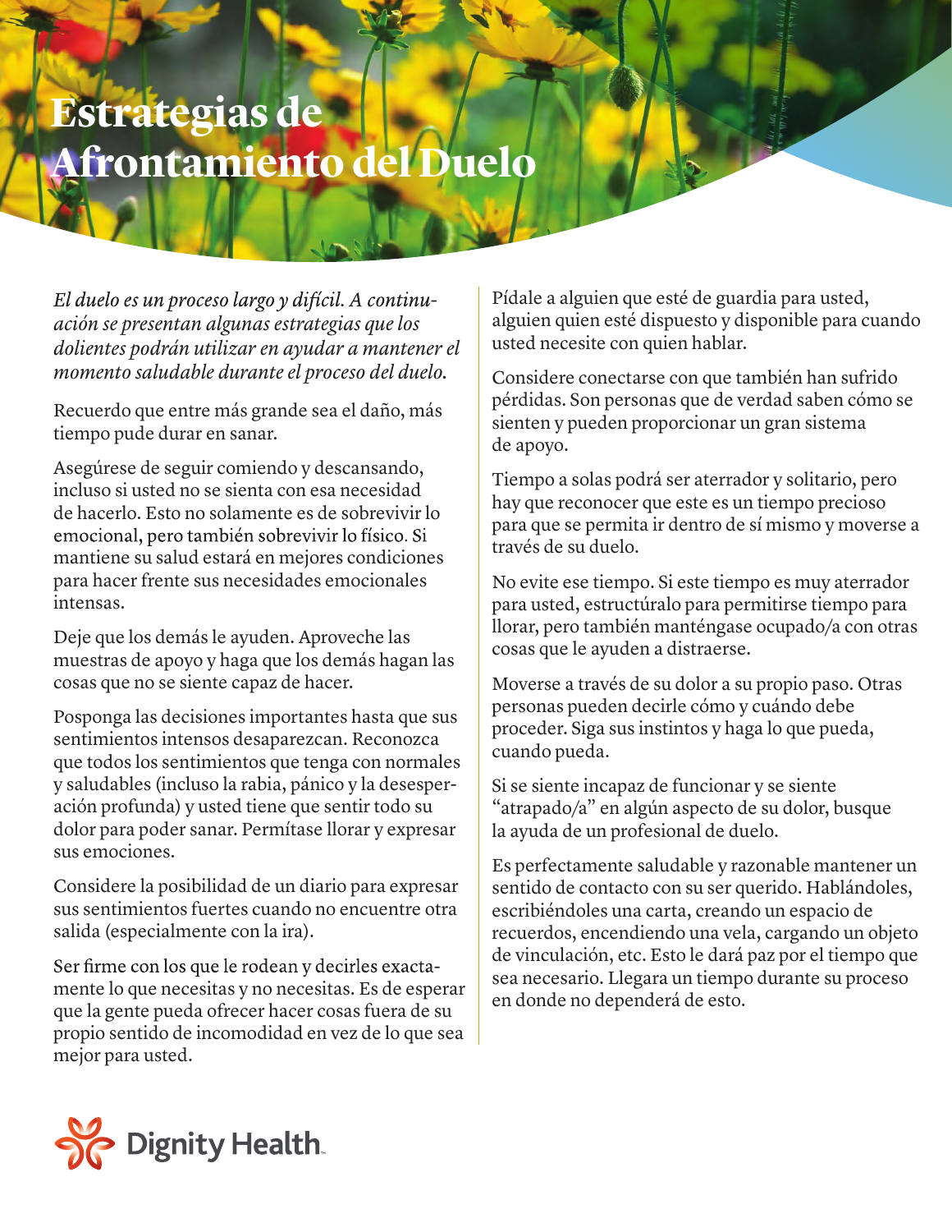# Estrategias de Afrontamiento del Duelo

*El duelo es un proceso largo y difícil. A continuación se presentan algunas estrategias que los dolientes podrán utilizar en ayudar a mantener el momento saludable durante el proceso del duelo.*

Recuerdo que entre más grande sea el daño, más tiempo pude durar en sanar.

Asegúrese de seguir comiendo y descansando, incluso si usted no se sienta con esa necesidad de hacerlo. Esto no solamente es de sobrevivir lo emocional, pero también sobrevivir lo físico. Si mantiene su salud estará en mejores condiciones para hacer frente sus necesidades emocionales intensas.

Deje que los demás le ayuden. Aproveche las muestras de apoyo y haga que los demás hagan las cosas que no se siente capaz de hacer.

Posponga las decisiones importantes hasta que sus sentimientos intensos desaparezcan. Reconozca que todos los sentimientos que tenga con normales y saludables (incluso la rabia, pánico y la desesperación profunda) y usted tiene que sentir todo su dolor para poder sanar. Permítase llorar y expresar sus emociones.

Considere la posibilidad de un diario para expresar sus sentimientos fuertes cuando no encuentre otra salida (especialmente con la ira).

Ser firme con los que le rodean y decirles exactamente lo que necesitas y no necesitas. Es de esperar que la gente pueda ofrecer hacer cosas fuera de su propio sentido de incomodidad en vez de lo que sea mejor para usted.

Pídale a alguien que esté de guardia para usted, alguien quien esté dispuesto y disponible para cuando usted necesite con quien hablar.

Considere conectarse con que también han sufrido pérdidas. Son personas que de verdad saben cómo se sienten y pueden proporcionar un gran sistema de apoyo.

Tiempo a solas podrá ser aterrador y solitario, pero hay que reconocer que este es un tiempo precioso para que se permita ir dentro de sí mismo y moverse a través de su duelo.

No evite ese tiempo. Si este tiempo es muy aterrador para usted, estructúralo para permitirse tiempo para llorar, pero también manténgase ocupado/a con otras cosas que le ayuden a distraerse.

Moverse a través de su dolor a su propio paso. Otras personas pueden decirle cómo y cuándo debe proceder. Siga sus instintos y haga lo que pueda, cuando pueda.

Si se siente incapaz de funcionar y se siente "atrapado/a" en algún aspecto de su dolor, busque la ayuda de un profesional de duelo.

Es perfectamente saludable y razonable mantener un sentido de contacto con su ser querido. Hablándoles, escribiéndoles una carta, creando un espacio de recuerdos, encendiendo una vela, cargando un objeto de vinculación, etc. Esto le dará paz por el tiempo que sea necesario. Llegara un tiempo durante su proceso en donde no dependerá de esto.

Dignity Health